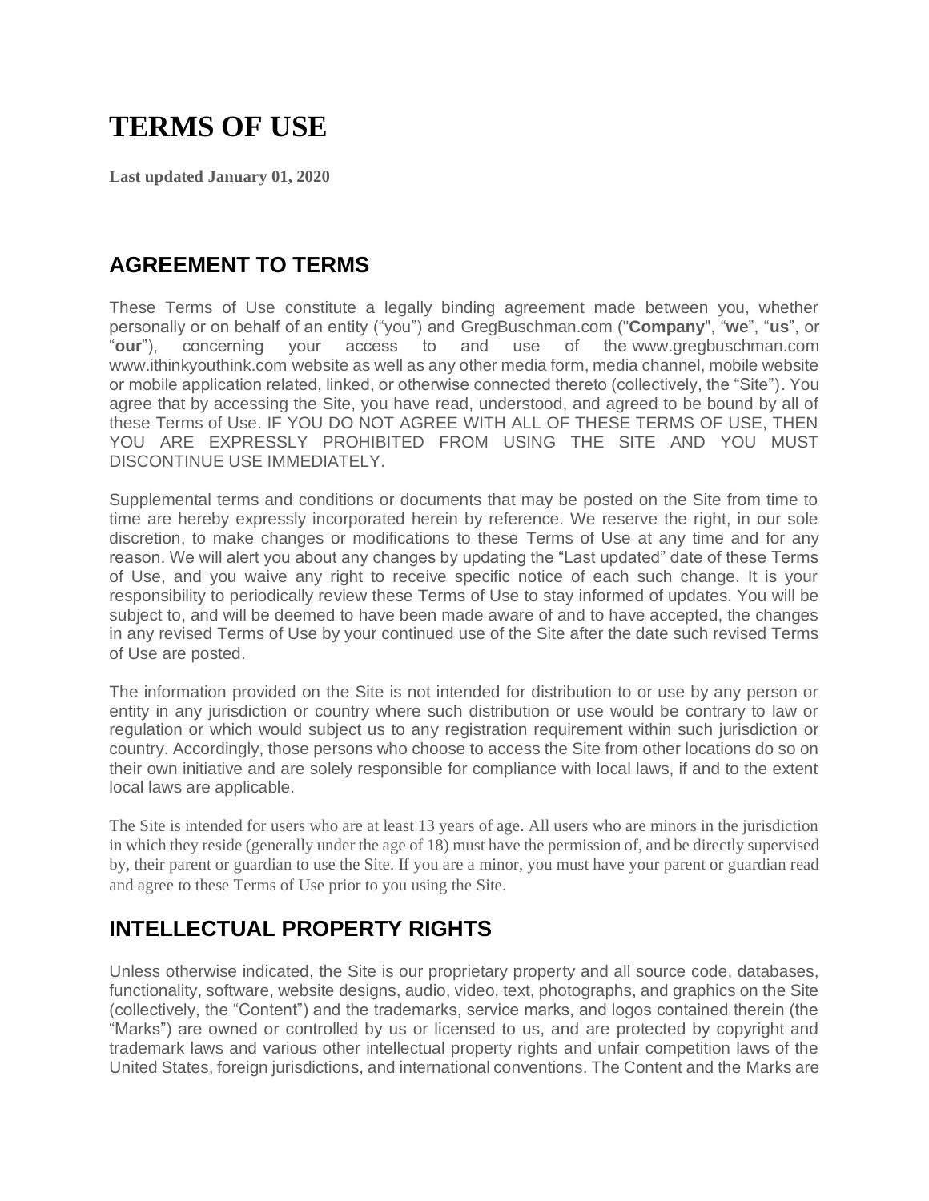# TERMS OF USE

**Last updated January 01, 2020**

## AGREEMENT TO TERMS

These Terms of Use constitute a legally binding agreement made between you, whether personally or on behalf of an entity ("you") and GregBuschman.com ("**Company**", "**we**", "**us**", or "**our**"), concerning your access to and use of the www.gregbuschman.com www.ithinkyouthink.com website as well as any other media form, media channel, mobile website or mobile application related, linked, or otherwise connected thereto (collectively, the "Site"). You agree that by accessing the Site, you have read, understood, and agreed to be bound by all of these Terms of Use. IF YOU DO NOT AGREE WITH ALL OF THESE TERMS OF USE, THEN YOU ARE EXPRESSLY PROHIBITED FROM USING THE SITE AND YOU MUST DISCONTINUE USE IMMEDIATELY.

Supplemental terms and conditions or documents that may be posted on the Site from time to time are hereby expressly incorporated herein by reference. We reserve the right, in our sole discretion, to make changes or modifications to these Terms of Use at any time and for any reason. We will alert you about any changes by updating the "Last updated" date of these Terms of Use, and you waive any right to receive specific notice of each such change. It is your responsibility to periodically review these Terms of Use to stay informed of updates. You will be subject to, and will be deemed to have been made aware of and to have accepted, the changes in any revised Terms of Use by your continued use of the Site after the date such revised Terms of Use are posted.

The information provided on the Site is not intended for distribution to or use by any person or entity in any jurisdiction or country where such distribution or use would be contrary to law or regulation or which would subject us to any registration requirement within such jurisdiction or country. Accordingly, those persons who choose to access the Site from other locations do so on their own initiative and are solely responsible for compliance with local laws, if and to the extent local laws are applicable.

The Site is intended for users who are at least 13 years of age. All users who are minors in the jurisdiction in which they reside (generally under the age of 18) must have the permission of, and be directly supervised by, their parent or guardian to use the Site. If you are a minor, you must have your parent or guardian read and agree to these Terms of Use prior to you using the Site.

## INTELLECTUAL PROPERTY RIGHTS

Unless otherwise indicated, the Site is our proprietary property and all source code, databases, functionality, software, website designs, audio, video, text, photographs, and graphics on the Site (collectively, the "Content") and the trademarks, service marks, and logos contained therein (the "Marks") are owned or controlled by us or licensed to us, and are protected by copyright and trademark laws and various other intellectual property rights and unfair competition laws of the United States, foreign jurisdictions, and international conventions. The Content and the Marks are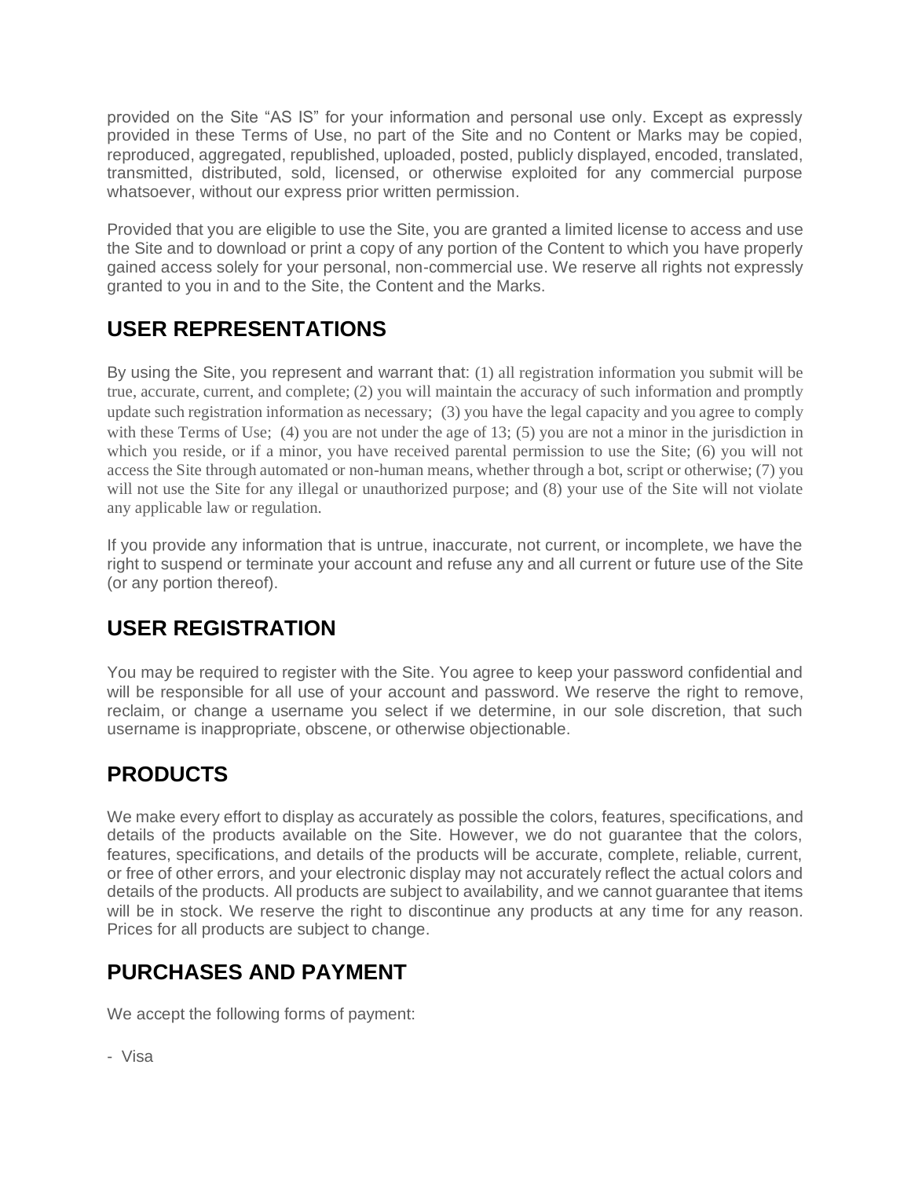provided on the Site "AS IS" for your information and personal use only. Except as expressly provided in these Terms of Use, no part of the Site and no Content or Marks may be copied, reproduced, aggregated, republished, uploaded, posted, publicly displayed, encoded, translated, transmitted, distributed, sold, licensed, or otherwise exploited for any commercial purpose whatsoever, without our express prior written permission.

Provided that you are eligible to use the Site, you are granted a limited license to access and use the Site and to download or print a copy of any portion of the Content to which you have properly gained access solely for your personal, non-commercial use. We reserve all rights not expressly granted to you in and to the Site, the Content and the Marks.

## USER REPRESENTATIONS

By using the Site, you represent and warrant that: (1) all registration information you submit will be true, accurate, current, and complete; (2) you will maintain the accuracy of such information and promptly update such registration information as necessary; (3) you have the legal capacity and you agree to comply with these Terms of Use; (4) you are not under the age of 13; (5) you are not a minor in the jurisdiction in which you reside, or if a minor, you have received parental permission to use the Site; (6) you will not access the Site through automated or non-human means, whether through a bot, script or otherwise; (7) you will not use the Site for any illegal or unauthorized purpose; and (8) your use of the Site will not violate any applicable law or regulation.

If you provide any information that is untrue, inaccurate, not current, or incomplete, we have the right to suspend or terminate your account and refuse any and all current or future use of the Site (or any portion thereof).

## USER REGISTRATION

You may be required to register with the Site. You agree to keep your password confidential and will be responsible for all use of your account and password. We reserve the right to remove, reclaim, or change a username you select if we determine, in our sole discretion, that such username is inappropriate, obscene, or otherwise objectionable.

## PRODUCTS

We make every effort to display as accurately as possible the colors, features, specifications, and details of the products available on the Site. However, we do not guarantee that the colors, features, specifications, and details of the products will be accurate, complete, reliable, current, or free of other errors, and your electronic display may not accurately reflect the actual colors and details of the products. All products are subject to availability, and we cannot guarantee that items will be in stock. We reserve the right to discontinue any products at any time for any reason. Prices for all products are subject to change.

## PURCHASES AND PAYMENT

We accept the following forms of payment:

- Visa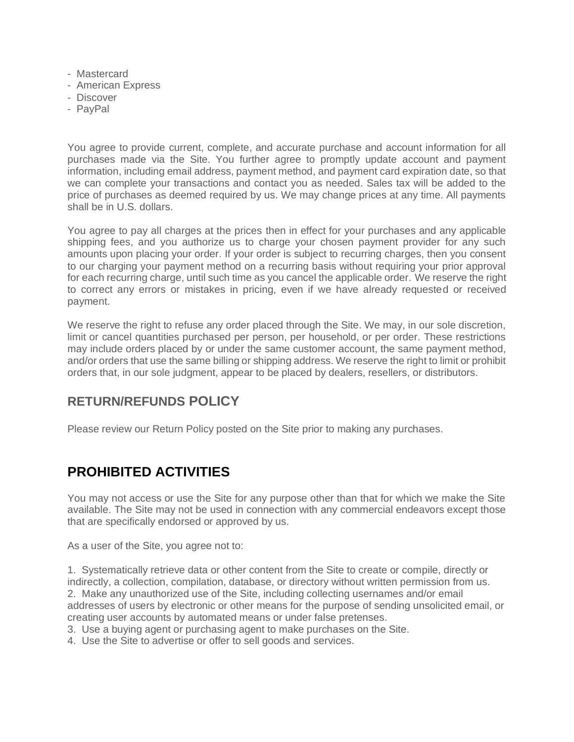- Mastercard
- American Express
- Discover
- PayPal

You agree to provide current, complete, and accurate purchase and account information for all purchases made via the Site. You further agree to promptly update account and payment information, including email address, payment method, and payment card expiration date, so that we can complete your transactions and contact you as needed. Sales tax will be added to the price of purchases as deemed required by us. We may change prices at any time. All payments shall be in U.S. dollars.

You agree to pay all charges at the prices then in effect for your purchases and any applicable shipping fees, and you authorize us to charge your chosen payment provider for any such amounts upon placing your order. If your order is subject to recurring charges, then you consent to our charging your payment method on a recurring basis without requiring your prior approval for each recurring charge, until such time as you cancel the applicable order. We reserve the right to correct any errors or mistakes in pricing, even if we have already requested or received payment.

We reserve the right to refuse any order placed through the Site. We may, in our sole discretion, limit or cancel quantities purchased per person, per household, or per order. These restrictions may include orders placed by or under the same customer account, the same payment method, and/or orders that use the same billing or shipping address. We reserve the right to limit or prohibit orders that, in our sole judgment, appear to be placed by dealers, resellers, or distributors.

### RETURN/REFUNDS POLICY

Please review our Return Policy posted on the Site prior to making any purchases.

## PROHIBITED ACTIVITIES

You may not access or use the Site for any purpose other than that for which we make the Site available. The Site may not be used in connection with any commercial endeavors except those that are specifically endorsed or approved by us.

As a user of the Site, you agree not to:

1. Systematically retrieve data or other content from the Site to create or compile, directly or indirectly, a collection, compilation, database, or directory without written permission from us.
2. Make any unauthorized use of the Site, including collecting usernames and/or email addresses of users by electronic or other means for the purpose of sending unsolicited email, or creating user accounts by automated means or under false pretenses.
3. Use a buying agent or purchasing agent to make purchases on the Site.
4. Use the Site to advertise or offer to sell goods and services.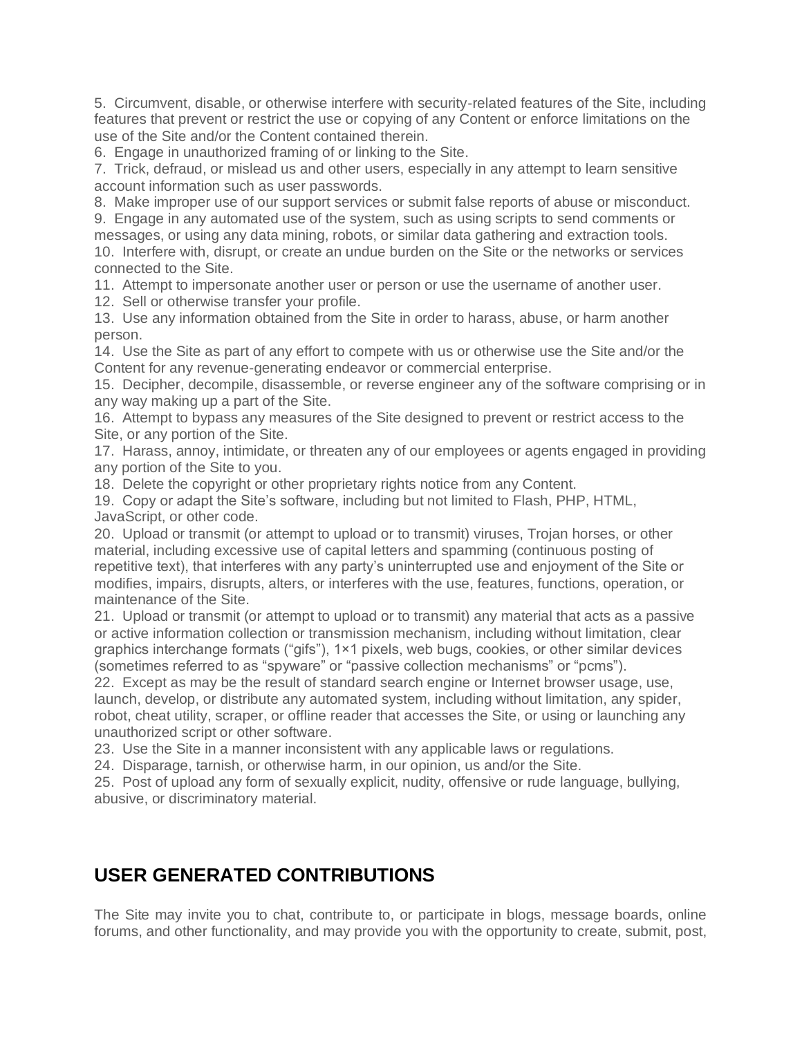5. Circumvent, disable, or otherwise interfere with security-related features of the Site, including features that prevent or restrict the use or copying of any Content or enforce limitations on the use of the Site and/or the Content contained therein.
6. Engage in unauthorized framing of or linking to the Site.
7. Trick, defraud, or mislead us and other users, especially in any attempt to learn sensitive account information such as user passwords.
8. Make improper use of our support services or submit false reports of abuse or misconduct.
9. Engage in any automated use of the system, such as using scripts to send comments or messages, or using any data mining, robots, or similar data gathering and extraction tools.
10. Interfere with, disrupt, or create an undue burden on the Site or the networks or services connected to the Site.
11. Attempt to impersonate another user or person or use the username of another user.
12. Sell or otherwise transfer your profile.
13. Use any information obtained from the Site in order to harass, abuse, or harm another person.
14. Use the Site as part of any effort to compete with us or otherwise use the Site and/or the Content for any revenue-generating endeavor or commercial enterprise.
15. Decipher, decompile, disassemble, or reverse engineer any of the software comprising or in any way making up a part of the Site.
16. Attempt to bypass any measures of the Site designed to prevent or restrict access to the Site, or any portion of the Site.
17. Harass, annoy, intimidate, or threaten any of our employees or agents engaged in providing any portion of the Site to you.
18. Delete the copyright or other proprietary rights notice from any Content.
19. Copy or adapt the Site's software, including but not limited to Flash, PHP, HTML, JavaScript, or other code.
20. Upload or transmit (or attempt to upload or to transmit) viruses, Trojan horses, or other material, including excessive use of capital letters and spamming (continuous posting of repetitive text), that interferes with any party's uninterrupted use and enjoyment of the Site or modifies, impairs, disrupts, alters, or interferes with the use, features, functions, operation, or maintenance of the Site.
21. Upload or transmit (or attempt to upload or to transmit) any material that acts as a passive or active information collection or transmission mechanism, including without limitation, clear graphics interchange formats ("gifs"), 1×1 pixels, web bugs, cookies, or other similar devices (sometimes referred to as "spyware" or "passive collection mechanisms" or "pcms").
22. Except as may be the result of standard search engine or Internet browser usage, use, launch, develop, or distribute any automated system, including without limitation, any spider, robot, cheat utility, scraper, or offline reader that accesses the Site, or using or launching any unauthorized script or other software.
23. Use the Site in a manner inconsistent with any applicable laws or regulations.
24. Disparage, tarnish, or otherwise harm, in our opinion, us and/or the Site.
25. Post of upload any form of sexually explicit, nudity, offensive or rude language, bullying, abusive, or discriminatory material.

## USER GENERATED CONTRIBUTIONS

The Site may invite you to chat, contribute to, or participate in blogs, message boards, online forums, and other functionality, and may provide you with the opportunity to create, submit, post,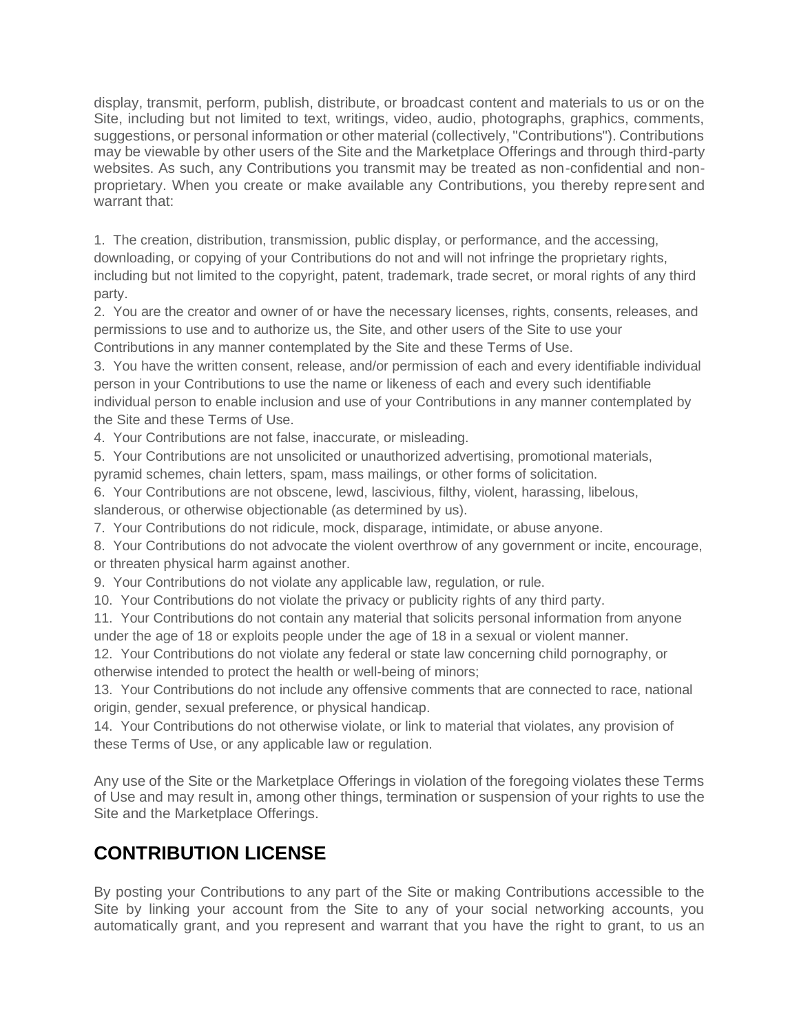display, transmit, perform, publish, distribute, or broadcast content and materials to us or on the Site, including but not limited to text, writings, video, audio, photographs, graphics, comments, suggestions, or personal information or other material (collectively, "Contributions"). Contributions may be viewable by other users of the Site and the Marketplace Offerings and through third-party websites. As such, any Contributions you transmit may be treated as non-confidential and non-proprietary. When you create or make available any Contributions, you thereby represent and warrant that:

1. The creation, distribution, transmission, public display, or performance, and the accessing, downloading, or copying of your Contributions do not and will not infringe the proprietary rights, including but not limited to the copyright, patent, trademark, trade secret, or moral rights of any third party.
2. You are the creator and owner of or have the necessary licenses, rights, consents, releases, and permissions to use and to authorize us, the Site, and other users of the Site to use your Contributions in any manner contemplated by the Site and these Terms of Use.
3. You have the written consent, release, and/or permission of each and every identifiable individual person in your Contributions to use the name or likeness of each and every such identifiable individual person to enable inclusion and use of your Contributions in any manner contemplated by the Site and these Terms of Use.
4. Your Contributions are not false, inaccurate, or misleading.
5. Your Contributions are not unsolicited or unauthorized advertising, promotional materials, pyramid schemes, chain letters, spam, mass mailings, or other forms of solicitation.
6. Your Contributions are not obscene, lewd, lascivious, filthy, violent, harassing, libelous, slanderous, or otherwise objectionable (as determined by us).
7. Your Contributions do not ridicule, mock, disparage, intimidate, or abuse anyone.
8. Your Contributions do not advocate the violent overthrow of any government or incite, encourage, or threaten physical harm against another.
9. Your Contributions do not violate any applicable law, regulation, or rule.
10. Your Contributions do not violate the privacy or publicity rights of any third party.
11. Your Contributions do not contain any material that solicits personal information from anyone under the age of 18 or exploits people under the age of 18 in a sexual or violent manner.
12. Your Contributions do not violate any federal or state law concerning child pornography, or otherwise intended to protect the health or well-being of minors;
13. Your Contributions do not include any offensive comments that are connected to race, national origin, gender, sexual preference, or physical handicap.
14. Your Contributions do not otherwise violate, or link to material that violates, any provision of these Terms of Use, or any applicable law or regulation.

Any use of the Site or the Marketplace Offerings in violation of the foregoing violates these Terms of Use and may result in, among other things, termination or suspension of your rights to use the Site and the Marketplace Offerings.

## CONTRIBUTION LICENSE

By posting your Contributions to any part of the Site or making Contributions accessible to the Site by linking your account from the Site to any of your social networking accounts, you automatically grant, and you represent and warrant that you have the right to grant, to us an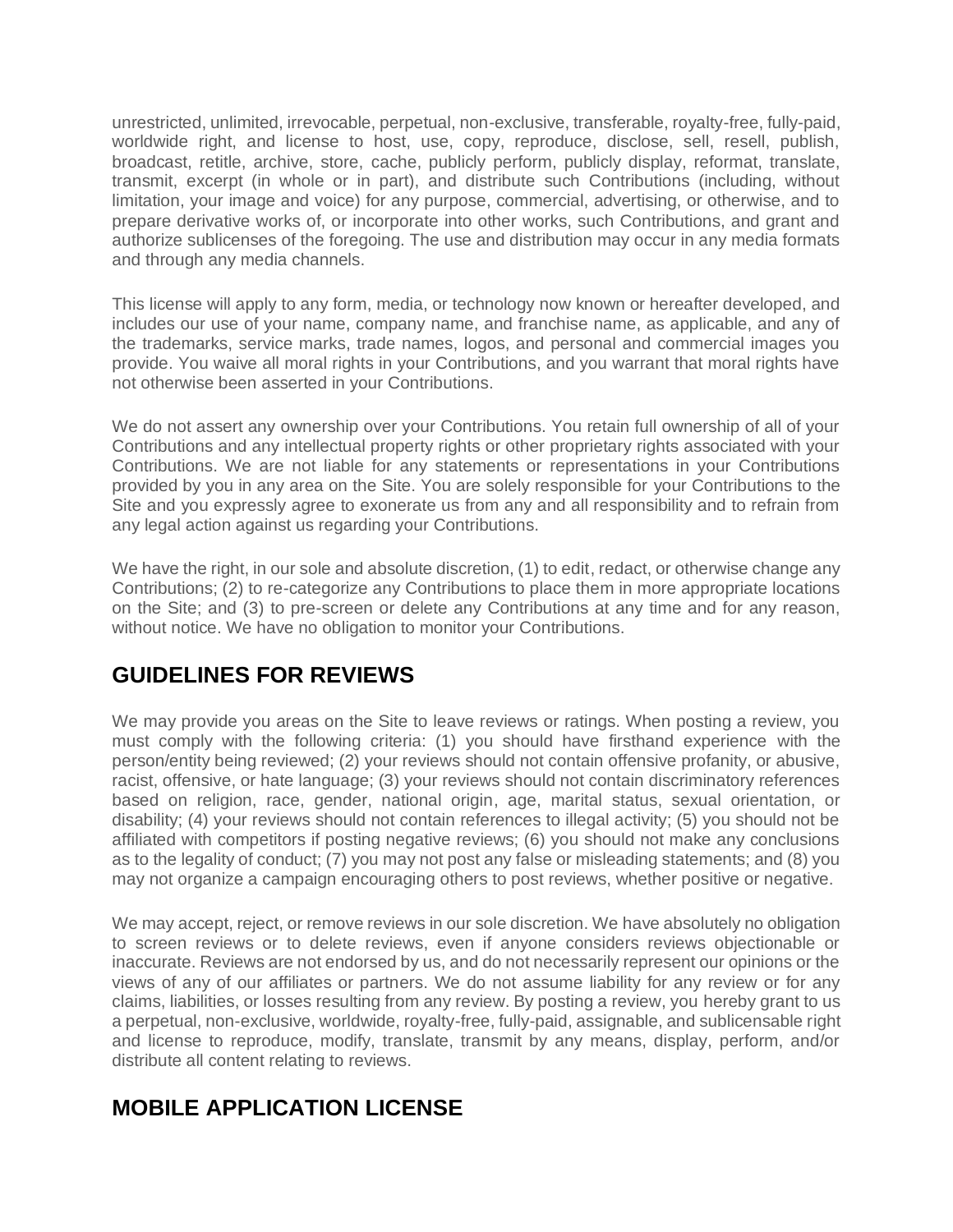unrestricted, unlimited, irrevocable, perpetual, non-exclusive, transferable, royalty-free, fully-paid, worldwide right, and license to host, use, copy, reproduce, disclose, sell, resell, publish, broadcast, retitle, archive, store, cache, publicly perform, publicly display, reformat, translate, transmit, excerpt (in whole or in part), and distribute such Contributions (including, without limitation, your image and voice) for any purpose, commercial, advertising, or otherwise, and to prepare derivative works of, or incorporate into other works, such Contributions, and grant and authorize sublicenses of the foregoing. The use and distribution may occur in any media formats and through any media channels.

This license will apply to any form, media, or technology now known or hereafter developed, and includes our use of your name, company name, and franchise name, as applicable, and any of the trademarks, service marks, trade names, logos, and personal and commercial images you provide. You waive all moral rights in your Contributions, and you warrant that moral rights have not otherwise been asserted in your Contributions.

We do not assert any ownership over your Contributions. You retain full ownership of all of your Contributions and any intellectual property rights or other proprietary rights associated with your Contributions. We are not liable for any statements or representations in your Contributions provided by you in any area on the Site. You are solely responsible for your Contributions to the Site and you expressly agree to exonerate us from any and all responsibility and to refrain from any legal action against us regarding your Contributions.

We have the right, in our sole and absolute discretion, (1) to edit, redact, or otherwise change any Contributions; (2) to re-categorize any Contributions to place them in more appropriate locations on the Site; and (3) to pre-screen or delete any Contributions at any time and for any reason, without notice. We have no obligation to monitor your Contributions.

## GUIDELINES FOR REVIEWS

We may provide you areas on the Site to leave reviews or ratings. When posting a review, you must comply with the following criteria: (1) you should have firsthand experience with the person/entity being reviewed; (2) your reviews should not contain offensive profanity, or abusive, racist, offensive, or hate language; (3) your reviews should not contain discriminatory references based on religion, race, gender, national origin, age, marital status, sexual orientation, or disability; (4) your reviews should not contain references to illegal activity; (5) you should not be affiliated with competitors if posting negative reviews; (6) you should not make any conclusions as to the legality of conduct; (7) you may not post any false or misleading statements; and (8) you may not organize a campaign encouraging others to post reviews, whether positive or negative.

We may accept, reject, or remove reviews in our sole discretion. We have absolutely no obligation to screen reviews or to delete reviews, even if anyone considers reviews objectionable or inaccurate. Reviews are not endorsed by us, and do not necessarily represent our opinions or the views of any of our affiliates or partners. We do not assume liability for any review or for any claims, liabilities, or losses resulting from any review. By posting a review, you hereby grant to us a perpetual, non-exclusive, worldwide, royalty-free, fully-paid, assignable, and sublicensable right and license to reproduce, modify, translate, transmit by any means, display, perform, and/or distribute all content relating to reviews.

## MOBILE APPLICATION LICENSE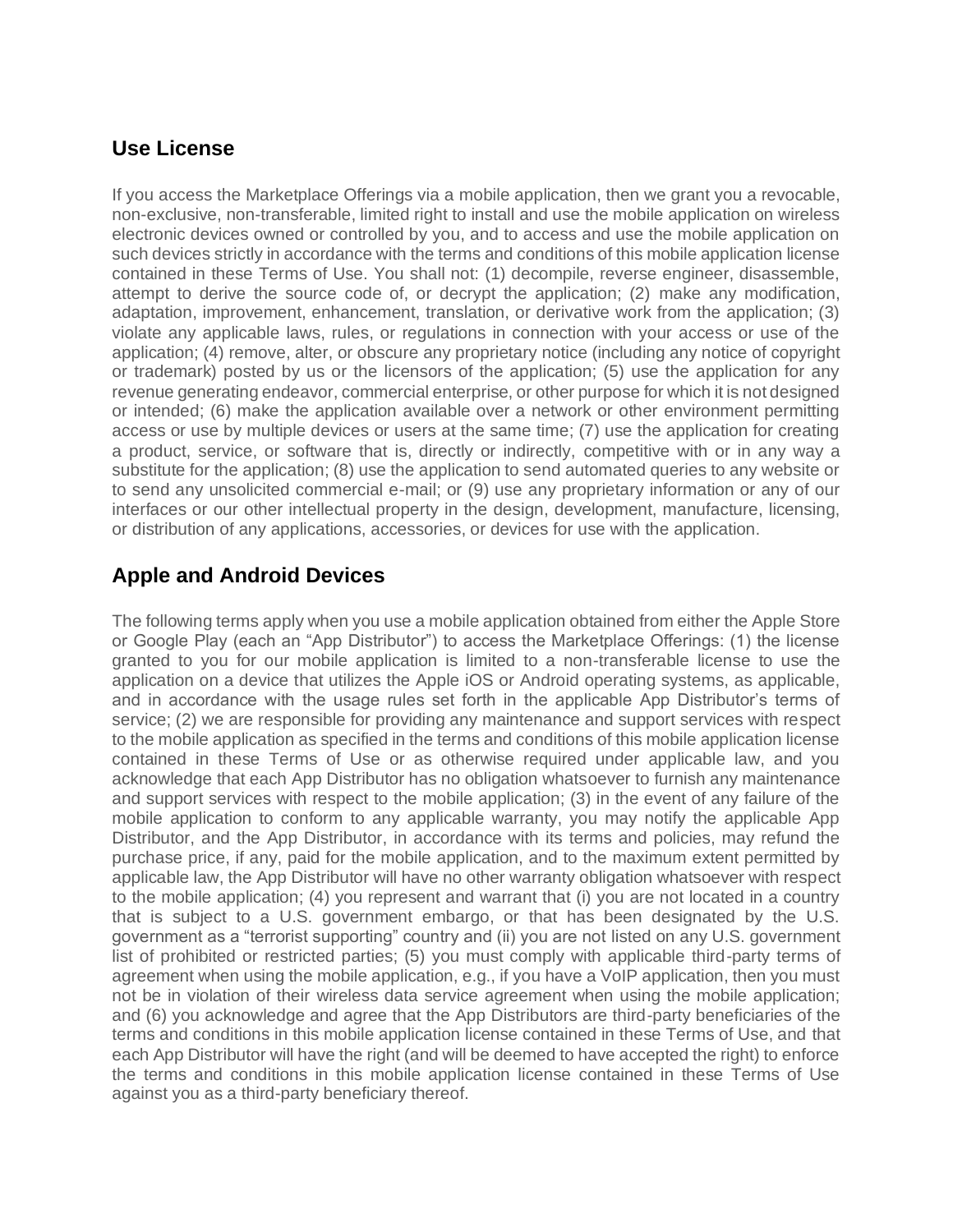## Use License

If you access the Marketplace Offerings via a mobile application, then we grant you a revocable, non-exclusive, non-transferable, limited right to install and use the mobile application on wireless electronic devices owned or controlled by you, and to access and use the mobile application on such devices strictly in accordance with the terms and conditions of this mobile application license contained in these Terms of Use. You shall not: (1) decompile, reverse engineer, disassemble, attempt to derive the source code of, or decrypt the application; (2) make any modification, adaptation, improvement, enhancement, translation, or derivative work from the application; (3) violate any applicable laws, rules, or regulations in connection with your access or use of the application; (4) remove, alter, or obscure any proprietary notice (including any notice of copyright or trademark) posted by us or the licensors of the application; (5) use the application for any revenue generating endeavor, commercial enterprise, or other purpose for which it is not designed or intended; (6) make the application available over a network or other environment permitting access or use by multiple devices or users at the same time; (7) use the application for creating a product, service, or software that is, directly or indirectly, competitive with or in any way a substitute for the application; (8) use the application to send automated queries to any website or to send any unsolicited commercial e-mail; or (9) use any proprietary information or any of our interfaces or our other intellectual property in the design, development, manufacture, licensing, or distribution of any applications, accessories, or devices for use with the application.

## Apple and Android Devices

The following terms apply when you use a mobile application obtained from either the Apple Store or Google Play (each an "App Distributor") to access the Marketplace Offerings: (1) the license granted to you for our mobile application is limited to a non-transferable license to use the application on a device that utilizes the Apple iOS or Android operating systems, as applicable, and in accordance with the usage rules set forth in the applicable App Distributor's terms of service; (2) we are responsible for providing any maintenance and support services with respect to the mobile application as specified in the terms and conditions of this mobile application license contained in these Terms of Use or as otherwise required under applicable law, and you acknowledge that each App Distributor has no obligation whatsoever to furnish any maintenance and support services with respect to the mobile application; (3) in the event of any failure of the mobile application to conform to any applicable warranty, you may notify the applicable App Distributor, and the App Distributor, in accordance with its terms and policies, may refund the purchase price, if any, paid for the mobile application, and to the maximum extent permitted by applicable law, the App Distributor will have no other warranty obligation whatsoever with respect to the mobile application; (4) you represent and warrant that (i) you are not located in a country that is subject to a U.S. government embargo, or that has been designated by the U.S. government as a "terrorist supporting" country and (ii) you are not listed on any U.S. government list of prohibited or restricted parties; (5) you must comply with applicable third-party terms of agreement when using the mobile application, e.g., if you have a VoIP application, then you must not be in violation of their wireless data service agreement when using the mobile application; and (6) you acknowledge and agree that the App Distributors are third-party beneficiaries of the terms and conditions in this mobile application license contained in these Terms of Use, and that each App Distributor will have the right (and will be deemed to have accepted the right) to enforce the terms and conditions in this mobile application license contained in these Terms of Use against you as a third-party beneficiary thereof.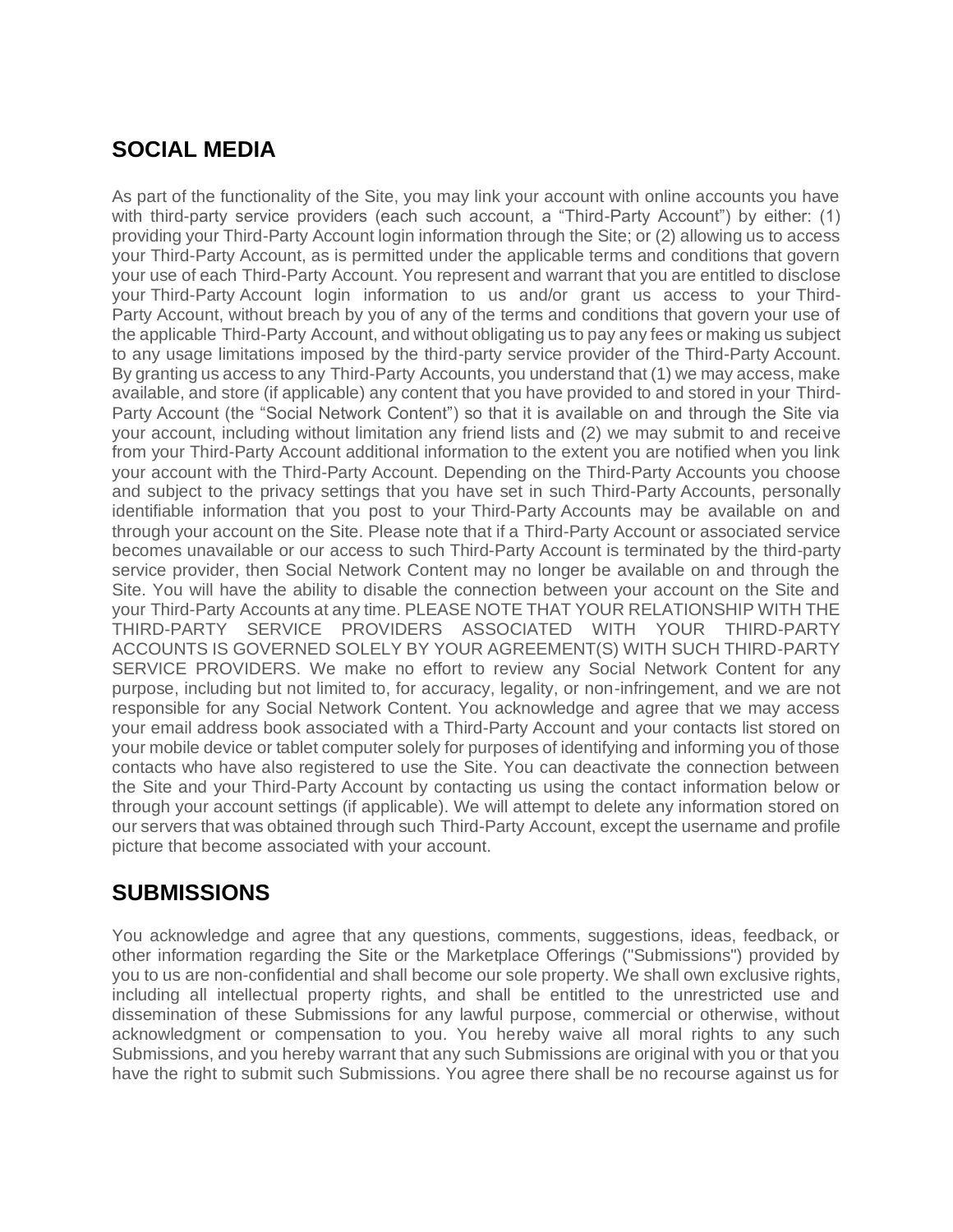## SOCIAL MEDIA

As part of the functionality of the Site, you may link your account with online accounts you have with third-party service providers (each such account, a "Third-Party Account") by either: (1) providing your Third-Party Account login information through the Site; or (2) allowing us to access your Third-Party Account, as is permitted under the applicable terms and conditions that govern your use of each Third-Party Account. You represent and warrant that you are entitled to disclose your Third-Party Account login information to us and/or grant us access to your Third-Party Account, without breach by you of any of the terms and conditions that govern your use of the applicable Third-Party Account, and without obligating us to pay any fees or making us subject to any usage limitations imposed by the third-party service provider of the Third-Party Account. By granting us access to any Third-Party Accounts, you understand that (1) we may access, make available, and store (if applicable) any content that you have provided to and stored in your Third-Party Account (the "Social Network Content") so that it is available on and through the Site via your account, including without limitation any friend lists and (2) we may submit to and receive from your Third-Party Account additional information to the extent you are notified when you link your account with the Third-Party Account. Depending on the Third-Party Accounts you choose and subject to the privacy settings that you have set in such Third-Party Accounts, personally identifiable information that you post to your Third-Party Accounts may be available on and through your account on the Site. Please note that if a Third-Party Account or associated service becomes unavailable or our access to such Third-Party Account is terminated by the third-party service provider, then Social Network Content may no longer be available on and through the Site. You will have the ability to disable the connection between your account on the Site and your Third-Party Accounts at any time. PLEASE NOTE THAT YOUR RELATIONSHIP WITH THE THIRD-PARTY SERVICE PROVIDERS ASSOCIATED WITH YOUR THIRD-PARTY ACCOUNTS IS GOVERNED SOLELY BY YOUR AGREEMENT(S) WITH SUCH THIRD-PARTY SERVICE PROVIDERS. We make no effort to review any Social Network Content for any purpose, including but not limited to, for accuracy, legality, or non-infringement, and we are not responsible for any Social Network Content. You acknowledge and agree that we may access your email address book associated with a Third-Party Account and your contacts list stored on your mobile device or tablet computer solely for purposes of identifying and informing you of those contacts who have also registered to use the Site. You can deactivate the connection between the Site and your Third-Party Account by contacting us using the contact information below or through your account settings (if applicable). We will attempt to delete any information stored on our servers that was obtained through such Third-Party Account, except the username and profile picture that become associated with your account.

## SUBMISSIONS

You acknowledge and agree that any questions, comments, suggestions, ideas, feedback, or other information regarding the Site or the Marketplace Offerings ("Submissions") provided by you to us are non-confidential and shall become our sole property. We shall own exclusive rights, including all intellectual property rights, and shall be entitled to the unrestricted use and dissemination of these Submissions for any lawful purpose, commercial or otherwise, without acknowledgment or compensation to you. You hereby waive all moral rights to any such Submissions, and you hereby warrant that any such Submissions are original with you or that you have the right to submit such Submissions. You agree there shall be no recourse against us for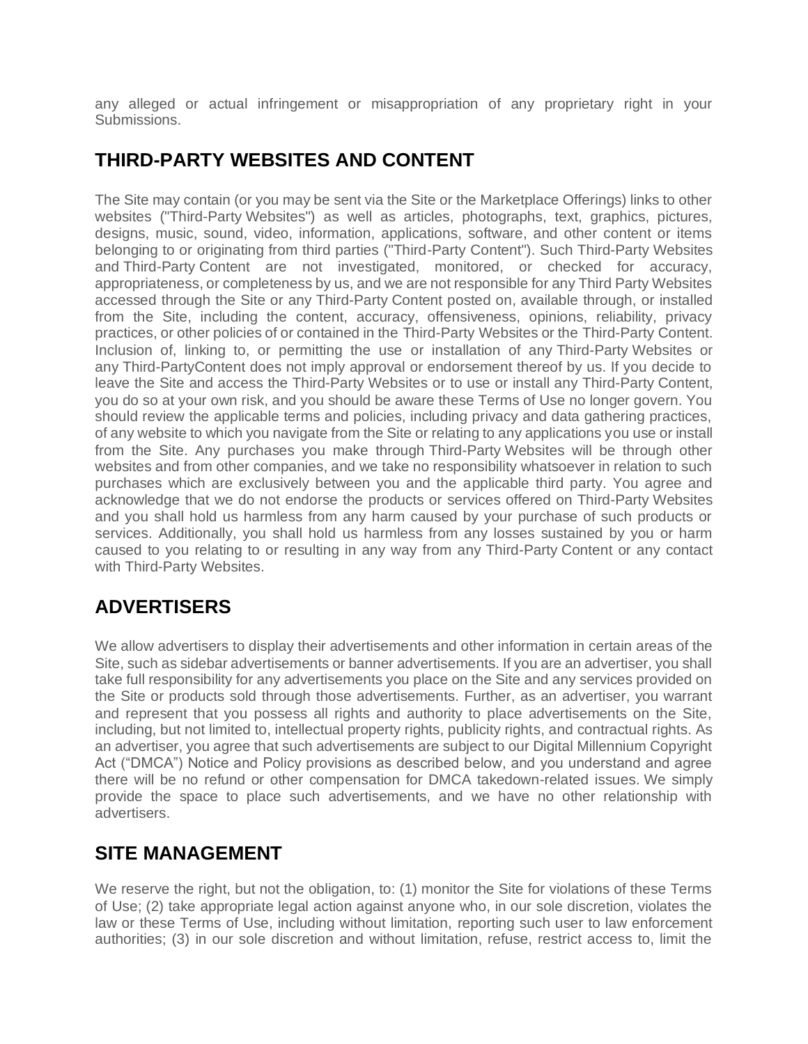any alleged or actual infringement or misappropriation of any proprietary right in your Submissions.

## THIRD-PARTY WEBSITES AND CONTENT

The Site may contain (or you may be sent via the Site or the Marketplace Offerings) links to other websites ("Third-Party Websites") as well as articles, photographs, text, graphics, pictures, designs, music, sound, video, information, applications, software, and other content or items belonging to or originating from third parties ("Third-Party Content"). Such Third-Party Websites and Third-Party Content are not investigated, monitored, or checked for accuracy, appropriateness, or completeness by us, and we are not responsible for any Third Party Websites accessed through the Site or any Third-Party Content posted on, available through, or installed from the Site, including the content, accuracy, offensiveness, opinions, reliability, privacy practices, or other policies of or contained in the Third-Party Websites or the Third-Party Content. Inclusion of, linking to, or permitting the use or installation of any Third-Party Websites or any Third-PartyContent does not imply approval or endorsement thereof by us. If you decide to leave the Site and access the Third-Party Websites or to use or install any Third-Party Content, you do so at your own risk, and you should be aware these Terms of Use no longer govern. You should review the applicable terms and policies, including privacy and data gathering practices, of any website to which you navigate from the Site or relating to any applications you use or install from the Site. Any purchases you make through Third-Party Websites will be through other websites and from other companies, and we take no responsibility whatsoever in relation to such purchases which are exclusively between you and the applicable third party. You agree and acknowledge that we do not endorse the products or services offered on Third-Party Websites and you shall hold us harmless from any harm caused by your purchase of such products or services. Additionally, you shall hold us harmless from any losses sustained by you or harm caused to you relating to or resulting in any way from any Third-Party Content or any contact with Third-Party Websites.

## ADVERTISERS

We allow advertisers to display their advertisements and other information in certain areas of the Site, such as sidebar advertisements or banner advertisements. If you are an advertiser, you shall take full responsibility for any advertisements you place on the Site and any services provided on the Site or products sold through those advertisements. Further, as an advertiser, you warrant and represent that you possess all rights and authority to place advertisements on the Site, including, but not limited to, intellectual property rights, publicity rights, and contractual rights. As an advertiser, you agree that such advertisements are subject to our Digital Millennium Copyright Act ("DMCA") Notice and Policy provisions as described below, and you understand and agree there will be no refund or other compensation for DMCA takedown-related issues. We simply provide the space to place such advertisements, and we have no other relationship with advertisers.

## SITE MANAGEMENT

We reserve the right, but not the obligation, to: (1) monitor the Site for violations of these Terms of Use; (2) take appropriate legal action against anyone who, in our sole discretion, violates the law or these Terms of Use, including without limitation, reporting such user to law enforcement authorities; (3) in our sole discretion and without limitation, refuse, restrict access to, limit the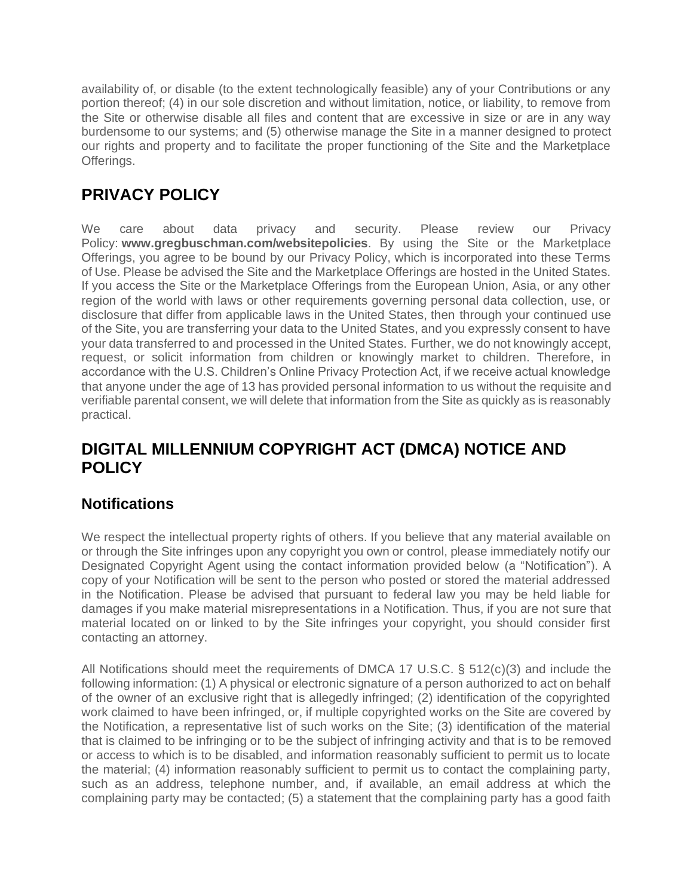availability of, or disable (to the extent technologically feasible) any of your Contributions or any portion thereof; (4) in our sole discretion and without limitation, notice, or liability, to remove from the Site or otherwise disable all files and content that are excessive in size or are in any way burdensome to our systems; and (5) otherwise manage the Site in a manner designed to protect our rights and property and to facilitate the proper functioning of the Site and the Marketplace Offerings.

## PRIVACY POLICY

We care about data privacy and security. Please review our Privacy Policy: **www.gregbuschman.com/websitepolicies**. By using the Site or the Marketplace Offerings, you agree to be bound by our Privacy Policy, which is incorporated into these Terms of Use. Please be advised the Site and the Marketplace Offerings are hosted in the United States. If you access the Site or the Marketplace Offerings from the European Union, Asia, or any other region of the world with laws or other requirements governing personal data collection, use, or disclosure that differ from applicable laws in the United States, then through your continued use of the Site, you are transferring your data to the United States, and you expressly consent to have your data transferred to and processed in the United States. Further, we do not knowingly accept, request, or solicit information from children or knowingly market to children. Therefore, in accordance with the U.S. Children's Online Privacy Protection Act, if we receive actual knowledge that anyone under the age of 13 has provided personal information to us without the requisite and verifiable parental consent, we will delete that information from the Site as quickly as is reasonably practical.

## DIGITAL MILLENNIUM COPYRIGHT ACT (DMCA) NOTICE AND POLICY

### Notifications

We respect the intellectual property rights of others. If you believe that any material available on or through the Site infringes upon any copyright you own or control, please immediately notify our Designated Copyright Agent using the contact information provided below (a "Notification"). A copy of your Notification will be sent to the person who posted or stored the material addressed in the Notification. Please be advised that pursuant to federal law you may be held liable for damages if you make material misrepresentations in a Notification. Thus, if you are not sure that material located on or linked to by the Site infringes your copyright, you should consider first contacting an attorney.

All Notifications should meet the requirements of DMCA 17 U.S.C. § 512(c)(3) and include the following information: (1) A physical or electronic signature of a person authorized to act on behalf of the owner of an exclusive right that is allegedly infringed; (2) identification of the copyrighted work claimed to have been infringed, or, if multiple copyrighted works on the Site are covered by the Notification, a representative list of such works on the Site; (3) identification of the material that is claimed to be infringing or to be the subject of infringing activity and that is to be removed or access to which is to be disabled, and information reasonably sufficient to permit us to locate the material; (4) information reasonably sufficient to permit us to contact the complaining party, such as an address, telephone number, and, if available, an email address at which the complaining party may be contacted; (5) a statement that the complaining party has a good faith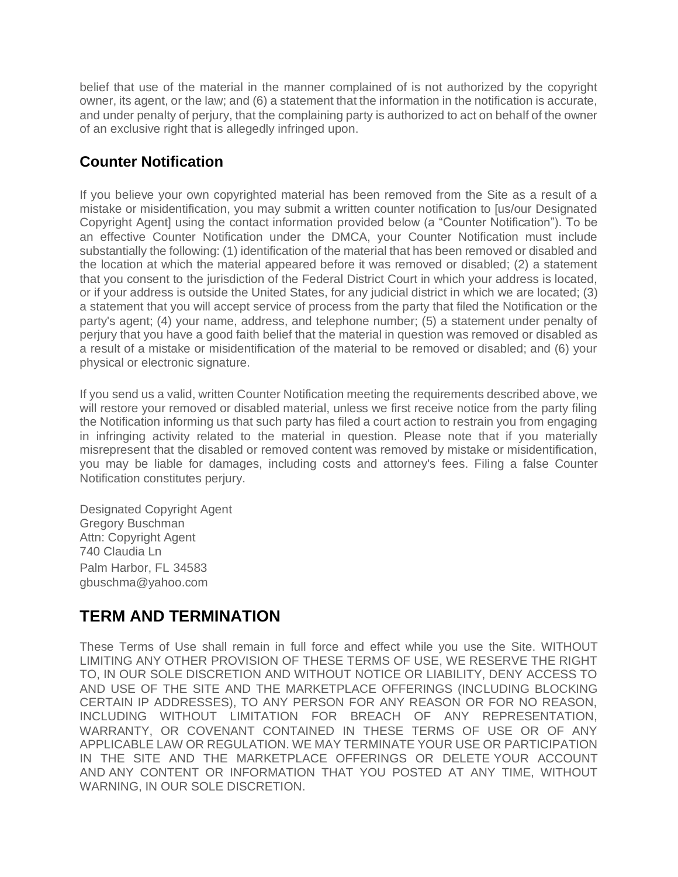belief that use of the material in the manner complained of is not authorized by the copyright owner, its agent, or the law; and (6) a statement that the information in the notification is accurate, and under penalty of perjury, that the complaining party is authorized to act on behalf of the owner of an exclusive right that is allegedly infringed upon.

### Counter Notification

If you believe your own copyrighted material has been removed from the Site as a result of a mistake or misidentification, you may submit a written counter notification to [us/our Designated Copyright Agent] using the contact information provided below (a “Counter Notification”). To be an effective Counter Notification under the DMCA, your Counter Notification must include substantially the following: (1) identification of the material that has been removed or disabled and the location at which the material appeared before it was removed or disabled; (2) a statement that you consent to the jurisdiction of the Federal District Court in which your address is located, or if your address is outside the United States, for any judicial district in which we are located; (3) a statement that you will accept service of process from the party that filed the Notification or the party's agent; (4) your name, address, and telephone number; (5) a statement under penalty of perjury that you have a good faith belief that the material in question was removed or disabled as a result of a mistake or misidentification of the material to be removed or disabled; and (6) your physical or electronic signature.

If you send us a valid, written Counter Notification meeting the requirements described above, we will restore your removed or disabled material, unless we first receive notice from the party filing the Notification informing us that such party has filed a court action to restrain you from engaging in infringing activity related to the material in question. Please note that if you materially misrepresent that the disabled or removed content was removed by mistake or misidentification, you may be liable for damages, including costs and attorney's fees. Filing a false Counter Notification constitutes perjury.

Designated Copyright Agent
Gregory Buschman
Attn: Copyright Agent
740 Claudia Ln
Palm Harbor, FL 34583
gbuschma@yahoo.com

## TERM AND TERMINATION

These Terms of Use shall remain in full force and effect while you use the Site. WITHOUT LIMITING ANY OTHER PROVISION OF THESE TERMS OF USE, WE RESERVE THE RIGHT TO, IN OUR SOLE DISCRETION AND WITHOUT NOTICE OR LIABILITY, DENY ACCESS TO AND USE OF THE SITE AND THE MARKETPLACE OFFERINGS (INCLUDING BLOCKING CERTAIN IP ADDRESSES), TO ANY PERSON FOR ANY REASON OR FOR NO REASON, INCLUDING WITHOUT LIMITATION FOR BREACH OF ANY REPRESENTATION, WARRANTY, OR COVENANT CONTAINED IN THESE TERMS OF USE OR OF ANY APPLICABLE LAW OR REGULATION. WE MAY TERMINATE YOUR USE OR PARTICIPATION IN THE SITE AND THE MARKETPLACE OFFERINGS OR DELETE YOUR ACCOUNT AND ANY CONTENT OR INFORMATION THAT YOU POSTED AT ANY TIME, WITHOUT WARNING, IN OUR SOLE DISCRETION.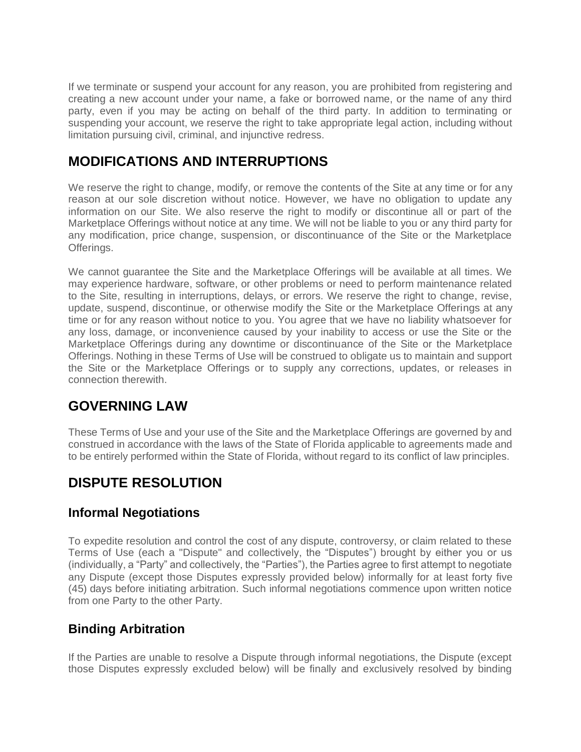If we terminate or suspend your account for any reason, you are prohibited from registering and creating a new account under your name, a fake or borrowed name, or the name of any third party, even if you may be acting on behalf of the third party. In addition to terminating or suspending your account, we reserve the right to take appropriate legal action, including without limitation pursuing civil, criminal, and injunctive redress.

## MODIFICATIONS AND INTERRUPTIONS

We reserve the right to change, modify, or remove the contents of the Site at any time or for any reason at our sole discretion without notice. However, we have no obligation to update any information on our Site. We also reserve the right to modify or discontinue all or part of the Marketplace Offerings without notice at any time. We will not be liable to you or any third party for any modification, price change, suspension, or discontinuance of the Site or the Marketplace Offerings.

We cannot guarantee the Site and the Marketplace Offerings will be available at all times. We may experience hardware, software, or other problems or need to perform maintenance related to the Site, resulting in interruptions, delays, or errors. We reserve the right to change, revise, update, suspend, discontinue, or otherwise modify the Site or the Marketplace Offerings at any time or for any reason without notice to you. You agree that we have no liability whatsoever for any loss, damage, or inconvenience caused by your inability to access or use the Site or the Marketplace Offerings during any downtime or discontinuance of the Site or the Marketplace Offerings. Nothing in these Terms of Use will be construed to obligate us to maintain and support the Site or the Marketplace Offerings or to supply any corrections, updates, or releases in connection therewith.

## GOVERNING LAW

These Terms of Use and your use of the Site and the Marketplace Offerings are governed by and construed in accordance with the laws of the State of Florida applicable to agreements made and to be entirely performed within the State of Florida, without regard to its conflict of law principles.

## DISPUTE RESOLUTION

### Informal Negotiations

To expedite resolution and control the cost of any dispute, controversy, or claim related to these Terms of Use (each a "Dispute" and collectively, the “Disputes”) brought by either you or us (individually, a “Party” and collectively, the “Parties”), the Parties agree to first attempt to negotiate any Dispute (except those Disputes expressly provided below) informally for at least forty five (45) days before initiating arbitration. Such informal negotiations commence upon written notice from one Party to the other Party.

### Binding Arbitration

If the Parties are unable to resolve a Dispute through informal negotiations, the Dispute (except those Disputes expressly excluded below) will be finally and exclusively resolved by binding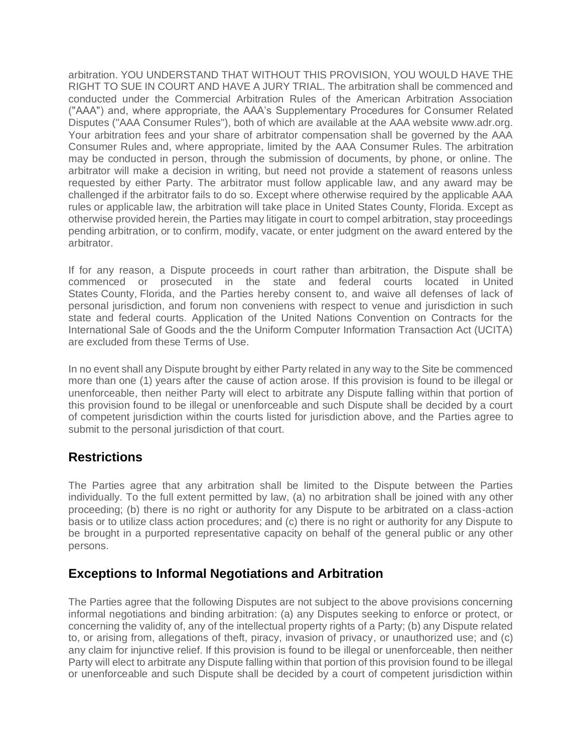arbitration. YOU UNDERSTAND THAT WITHOUT THIS PROVISION, YOU WOULD HAVE THE RIGHT TO SUE IN COURT AND HAVE A JURY TRIAL. The arbitration shall be commenced and conducted under the Commercial Arbitration Rules of the American Arbitration Association ("AAA") and, where appropriate, the AAA's Supplementary Procedures for Consumer Related Disputes ("AAA Consumer Rules"), both of which are available at the AAA website www.adr.org. Your arbitration fees and your share of arbitrator compensation shall be governed by the AAA Consumer Rules and, where appropriate, limited by the AAA Consumer Rules. The arbitration may be conducted in person, through the submission of documents, by phone, or online. The arbitrator will make a decision in writing, but need not provide a statement of reasons unless requested by either Party. The arbitrator must follow applicable law, and any award may be challenged if the arbitrator fails to do so. Except where otherwise required by the applicable AAA rules or applicable law, the arbitration will take place in United States County, Florida. Except as otherwise provided herein, the Parties may litigate in court to compel arbitration, stay proceedings pending arbitration, or to confirm, modify, vacate, or enter judgment on the award entered by the arbitrator.

If for any reason, a Dispute proceeds in court rather than arbitration, the Dispute shall be commenced or prosecuted in the state and federal courts located in United States County, Florida, and the Parties hereby consent to, and waive all defenses of lack of personal jurisdiction, and forum non conveniens with respect to venue and jurisdiction in such state and federal courts. Application of the United Nations Convention on Contracts for the International Sale of Goods and the the Uniform Computer Information Transaction Act (UCITA) are excluded from these Terms of Use.

In no event shall any Dispute brought by either Party related in any way to the Site be commenced more than one (1) years after the cause of action arose. If this provision is found to be illegal or unenforceable, then neither Party will elect to arbitrate any Dispute falling within that portion of this provision found to be illegal or unenforceable and such Dispute shall be decided by a court of competent jurisdiction within the courts listed for jurisdiction above, and the Parties agree to submit to the personal jurisdiction of that court.

## Restrictions

The Parties agree that any arbitration shall be limited to the Dispute between the Parties individually. To the full extent permitted by law, (a) no arbitration shall be joined with any other proceeding; (b) there is no right or authority for any Dispute to be arbitrated on a class-action basis or to utilize class action procedures; and (c) there is no right or authority for any Dispute to be brought in a purported representative capacity on behalf of the general public or any other persons.

## Exceptions to Informal Negotiations and Arbitration

The Parties agree that the following Disputes are not subject to the above provisions concerning informal negotiations and binding arbitration: (a) any Disputes seeking to enforce or protect, or concerning the validity of, any of the intellectual property rights of a Party; (b) any Dispute related to, or arising from, allegations of theft, piracy, invasion of privacy, or unauthorized use; and (c) any claim for injunctive relief. If this provision is found to be illegal or unenforceable, then neither Party will elect to arbitrate any Dispute falling within that portion of this provision found to be illegal or unenforceable and such Dispute shall be decided by a court of competent jurisdiction within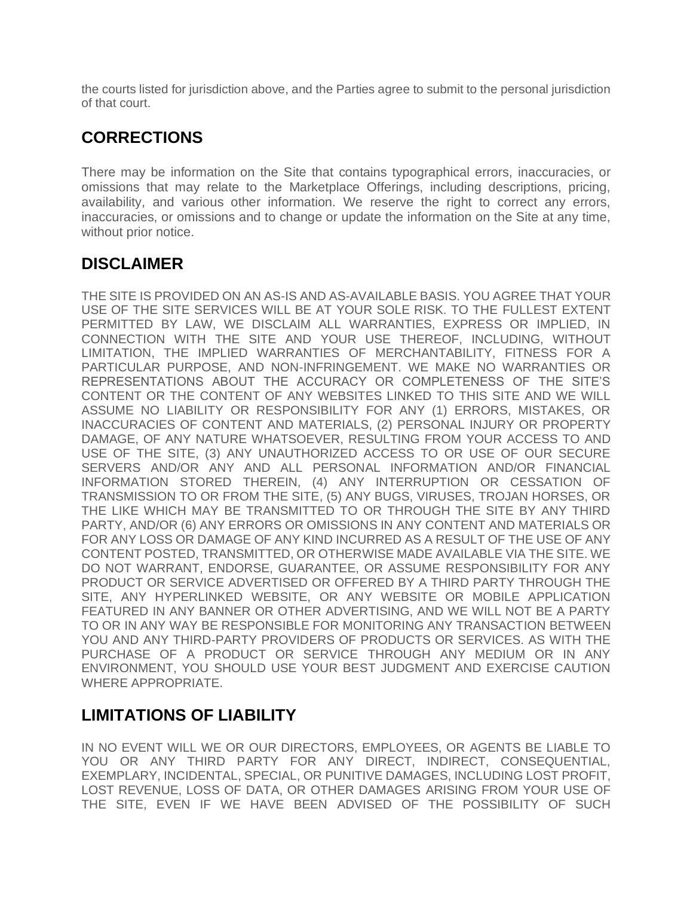the courts listed for jurisdiction above, and the Parties agree to submit to the personal jurisdiction of that court.

## CORRECTIONS

There may be information on the Site that contains typographical errors, inaccuracies, or omissions that may relate to the Marketplace Offerings, including descriptions, pricing, availability, and various other information. We reserve the right to correct any errors, inaccuracies, or omissions and to change or update the information on the Site at any time, without prior notice.

## DISCLAIMER

THE SITE IS PROVIDED ON AN AS-IS AND AS-AVAILABLE BASIS. YOU AGREE THAT YOUR USE OF THE SITE SERVICES WILL BE AT YOUR SOLE RISK. TO THE FULLEST EXTENT PERMITTED BY LAW, WE DISCLAIM ALL WARRANTIES, EXPRESS OR IMPLIED, IN CONNECTION WITH THE SITE AND YOUR USE THEREOF, INCLUDING, WITHOUT LIMITATION, THE IMPLIED WARRANTIES OF MERCHANTABILITY, FITNESS FOR A PARTICULAR PURPOSE, AND NON-INFRINGEMENT. WE MAKE NO WARRANTIES OR REPRESENTATIONS ABOUT THE ACCURACY OR COMPLETENESS OF THE SITE'S CONTENT OR THE CONTENT OF ANY WEBSITES LINKED TO THIS SITE AND WE WILL ASSUME NO LIABILITY OR RESPONSIBILITY FOR ANY (1) ERRORS, MISTAKES, OR INACCURACIES OF CONTENT AND MATERIALS, (2) PERSONAL INJURY OR PROPERTY DAMAGE, OF ANY NATURE WHATSOEVER, RESULTING FROM YOUR ACCESS TO AND USE OF THE SITE, (3) ANY UNAUTHORIZED ACCESS TO OR USE OF OUR SECURE SERVERS AND/OR ANY AND ALL PERSONAL INFORMATION AND/OR FINANCIAL INFORMATION STORED THEREIN, (4) ANY INTERRUPTION OR CESSATION OF TRANSMISSION TO OR FROM THE SITE, (5) ANY BUGS, VIRUSES, TROJAN HORSES, OR THE LIKE WHICH MAY BE TRANSMITTED TO OR THROUGH THE SITE BY ANY THIRD PARTY, AND/OR (6) ANY ERRORS OR OMISSIONS IN ANY CONTENT AND MATERIALS OR FOR ANY LOSS OR DAMAGE OF ANY KIND INCURRED AS A RESULT OF THE USE OF ANY CONTENT POSTED, TRANSMITTED, OR OTHERWISE MADE AVAILABLE VIA THE SITE. WE DO NOT WARRANT, ENDORSE, GUARANTEE, OR ASSUME RESPONSIBILITY FOR ANY PRODUCT OR SERVICE ADVERTISED OR OFFERED BY A THIRD PARTY THROUGH THE SITE, ANY HYPERLINKED WEBSITE, OR ANY WEBSITE OR MOBILE APPLICATION FEATURED IN ANY BANNER OR OTHER ADVERTISING, AND WE WILL NOT BE A PARTY TO OR IN ANY WAY BE RESPONSIBLE FOR MONITORING ANY TRANSACTION BETWEEN YOU AND ANY THIRD-PARTY PROVIDERS OF PRODUCTS OR SERVICES. AS WITH THE PURCHASE OF A PRODUCT OR SERVICE THROUGH ANY MEDIUM OR IN ANY ENVIRONMENT, YOU SHOULD USE YOUR BEST JUDGMENT AND EXERCISE CAUTION WHERE APPROPRIATE.

## LIMITATIONS OF LIABILITY

IN NO EVENT WILL WE OR OUR DIRECTORS, EMPLOYEES, OR AGENTS BE LIABLE TO YOU OR ANY THIRD PARTY FOR ANY DIRECT, INDIRECT, CONSEQUENTIAL, EXEMPLARY, INCIDENTAL, SPECIAL, OR PUNITIVE DAMAGES, INCLUDING LOST PROFIT, LOST REVENUE, LOSS OF DATA, OR OTHER DAMAGES ARISING FROM YOUR USE OF THE SITE, EVEN IF WE HAVE BEEN ADVISED OF THE POSSIBILITY OF SUCH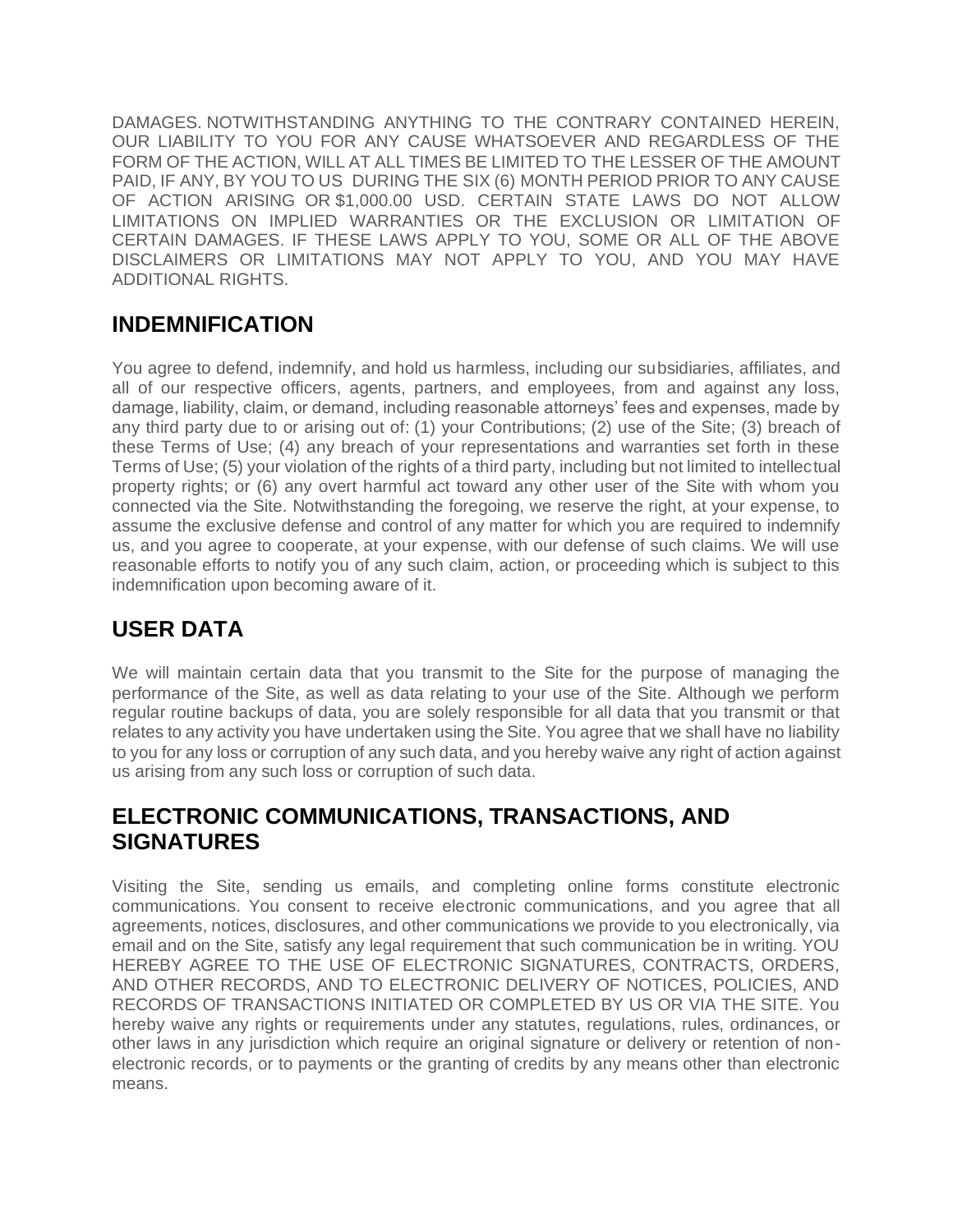DAMAGES. NOTWITHSTANDING ANYTHING TO THE CONTRARY CONTAINED HEREIN, OUR LIABILITY TO YOU FOR ANY CAUSE WHATSOEVER AND REGARDLESS OF THE FORM OF THE ACTION, WILL AT ALL TIMES BE LIMITED TO THE LESSER OF THE AMOUNT PAID, IF ANY, BY YOU TO US DURING THE SIX (6) MONTH PERIOD PRIOR TO ANY CAUSE OF ACTION ARISING OR $1,000.00 USD. CERTAIN STATE LAWS DO NOT ALLOW LIMITATIONS ON IMPLIED WARRANTIES OR THE EXCLUSION OR LIMITATION OF CERTAIN DAMAGES. IF THESE LAWS APPLY TO YOU, SOME OR ALL OF THE ABOVE DISCLAIMERS OR LIMITATIONS MAY NOT APPLY TO YOU, AND YOU MAY HAVE ADDITIONAL RIGHTS.

## INDEMNIFICATION

You agree to defend, indemnify, and hold us harmless, including our subsidiaries, affiliates, and all of our respective officers, agents, partners, and employees, from and against any loss, damage, liability, claim, or demand, including reasonable attorneys' fees and expenses, made by any third party due to or arising out of: (1) your Contributions; (2) use of the Site; (3) breach of these Terms of Use; (4) any breach of your representations and warranties set forth in these Terms of Use; (5) your violation of the rights of a third party, including but not limited to intellectual property rights; or (6) any overt harmful act toward any other user of the Site with whom you connected via the Site. Notwithstanding the foregoing, we reserve the right, at your expense, to assume the exclusive defense and control of any matter for which you are required to indemnify us, and you agree to cooperate, at your expense, with our defense of such claims. We will use reasonable efforts to notify you of any such claim, action, or proceeding which is subject to this indemnification upon becoming aware of it.

## USER DATA

We will maintain certain data that you transmit to the Site for the purpose of managing the performance of the Site, as well as data relating to your use of the Site. Although we perform regular routine backups of data, you are solely responsible for all data that you transmit or that relates to any activity you have undertaken using the Site. You agree that we shall have no liability to you for any loss or corruption of any such data, and you hereby waive any right of action against us arising from any such loss or corruption of such data.

## ELECTRONIC COMMUNICATIONS, TRANSACTIONS, AND SIGNATURES

Visiting the Site, sending us emails, and completing online forms constitute electronic communications. You consent to receive electronic communications, and you agree that all agreements, notices, disclosures, and other communications we provide to you electronically, via email and on the Site, satisfy any legal requirement that such communication be in writing. YOU HEREBY AGREE TO THE USE OF ELECTRONIC SIGNATURES, CONTRACTS, ORDERS, AND OTHER RECORDS, AND TO ELECTRONIC DELIVERY OF NOTICES, POLICIES, AND RECORDS OF TRANSACTIONS INITIATED OR COMPLETED BY US OR VIA THE SITE. You hereby waive any rights or requirements under any statutes, regulations, rules, ordinances, or other laws in any jurisdiction which require an original signature or delivery or retention of non-electronic records, or to payments or the granting of credits by any means other than electronic means.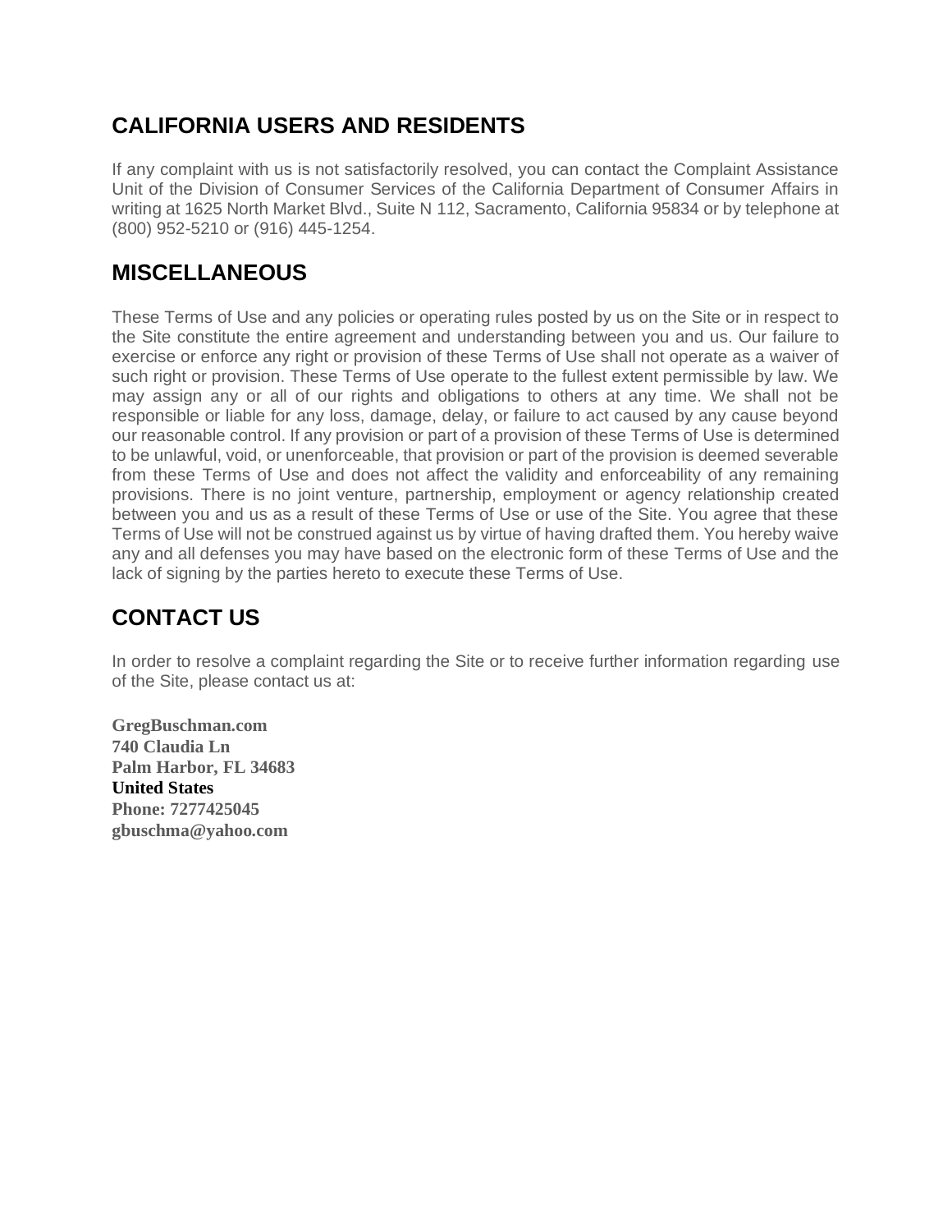## CALIFORNIA USERS AND RESIDENTS

If any complaint with us is not satisfactorily resolved, you can contact the Complaint Assistance Unit of the Division of Consumer Services of the California Department of Consumer Affairs in writing at 1625 North Market Blvd., Suite N 112, Sacramento, California 95834 or by telephone at (800) 952-5210 or (916) 445-1254.

## MISCELLANEOUS

These Terms of Use and any policies or operating rules posted by us on the Site or in respect to the Site constitute the entire agreement and understanding between you and us. Our failure to exercise or enforce any right or provision of these Terms of Use shall not operate as a waiver of such right or provision. These Terms of Use operate to the fullest extent permissible by law. We may assign any or all of our rights and obligations to others at any time. We shall not be responsible or liable for any loss, damage, delay, or failure to act caused by any cause beyond our reasonable control. If any provision or part of a provision of these Terms of Use is determined to be unlawful, void, or unenforceable, that provision or part of the provision is deemed severable from these Terms of Use and does not affect the validity and enforceability of any remaining provisions. There is no joint venture, partnership, employment or agency relationship created between you and us as a result of these Terms of Use or use of the Site. You agree that these Terms of Use will not be construed against us by virtue of having drafted them. You hereby waive any and all defenses you may have based on the electronic form of these Terms of Use and the lack of signing by the parties hereto to execute these Terms of Use.

## CONTACT US

In order to resolve a complaint regarding the Site or to receive further information regarding use of the Site, please contact us at:

**GregBuschman.com**
**740 Claudia Ln**
**Palm Harbor, FL 34683**
**United States**
**Phone: 7277425045**
**gbuschma@yahoo.com**